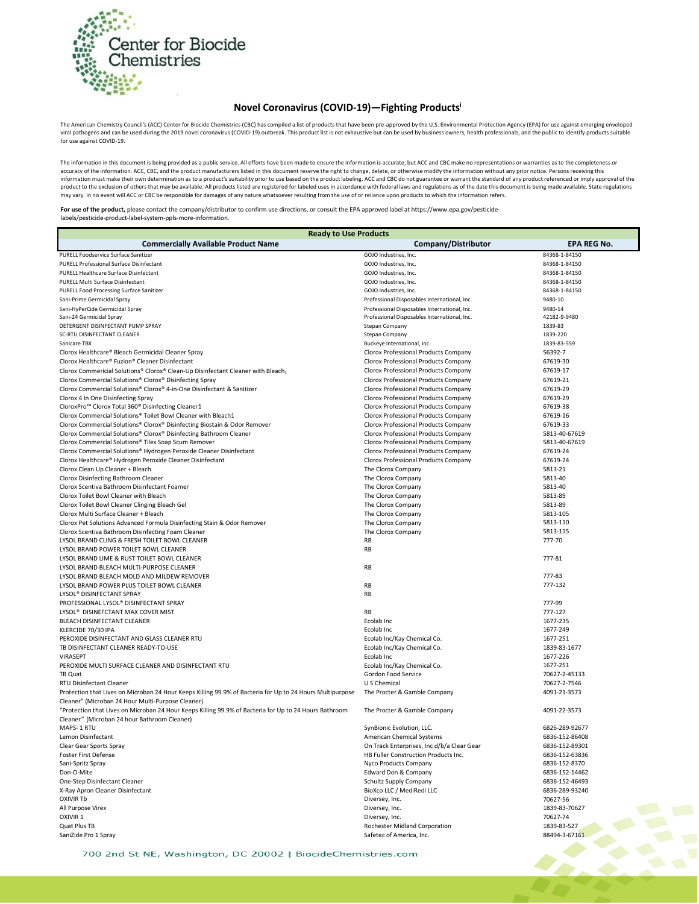Center for Biocide Chemistries

## Novel Coronavirus (COVID-19)—Fighting Products[i]

The American Chemistry Council's (ACC) Center for Biocide Chemistries (CBC) has compiled a list of products that have been pre-approved by the U.S. Environmental Protection Agency (EPA) for use against emerging enveloped viral pathogens and can be used during the 2019 novel coronavirus (COVID-19) outbreak. This product list is not exhaustive but can be used by business owners, health professionals, and the public to identify products suitable for use against COVID-19.

The information in this document is being provided as a public service. All efforts have been made to ensure the information is accurate, but ACC and CBC make no representations or warranties as to the completeness or accuracy of the information. ACC, CBC, and the product manufacturers listed in this document reserve the right to change, delete, or otherwise modify the information without any prior notice. Persons receiving this information must make their own determination as to a product's suitability prior to use based on the product labeling. ACC and CBC do not guarantee or warrant the standard of any product referenced or imply approval of the product to the exclusion of others that may be available. All products listed are registered for labeled uses in accordance with federal laws and regulations as of the date this document is being made available. State regulations may vary. In no event will ACC or CBC be responsible for damages of any nature whatsoever resulting from the use of or reliance upon products to which the information refers.

**For use of the product,** please contact the company/distributor to confirm use directions, or consult the EPA approved label at https://www.epa.gov/pesticide-labels/pesticide-product-label-system-ppls-more-information.

| **Ready to Use Products** | | |
|---|---|---|
| **Commercially Available Product Name** | **Company/Distributor** | **EPA REG No.** |
| PURELL Foodservice Surface Sanitizer | GOJO Industries, Inc. | 84368-1-84150 |
| PURELL Professional Surface Disinfectant | GOJO Industries, Inc. | 84368-1-84150 |
| PURELL Healthcare Surface Disinfectant | GOJO Industries, Inc. | 84368-1-84150 |
| PURELL Multi Surface Disinfectant | GOJO Industries, Inc. | 84368-1-84150 |
| PURELL Food Processing Surface Sanitizer | GOJO Industries, Inc. | 84368-1-84150 |
| Sani-Prime Germicidal Spray | Professional Disposables International, Inc. | 9480-10 |
| Sani-HyPerCide Germicidal Spray | Professional Disposables International, Inc. | 9480-14 |
| Sani-24 Germicidal Spray | Professional Disposables International, Inc. | 42182-9-9480 |
| DETERGENT DISINFECTANT PUMP SPRAY | Stepan Company | 1839-83 |
| SC-RTU DISINFECTANT CLEANER | Stepan Company | 1839-220 |
| Sanicare TBX | Buckeye International, Inc. | 1839-83-559 |
| Clorox Healthcare® Bleach Germicidal Cleaner Spray | Clorox Professional Products Company | 56392-7 |
| Clorox Healthcare® Fuzion® Cleaner Disinfectant | Clorox Professional Products Company | 67619-30 |
| Clorox Commericial Solutions® Clorox® Clean-Up Disinfectant Cleaner with Bleach$_1$ | Clorox Professional Products Company | 67619-17 |
| Clorox Commercial Solutions® Clorox® Disinfecting Spray | Clorox Professional Products Company | 67619-21 |
| Clorox Commercial Solutions® Clorox® 4-in-One Disinfectant & Sanitizer | Clorox Professional Products Company | 67619-29 |
| Clorox 4 In One Disinfecting Spray | Clorox Professional Products Company | 67619-29 |
| CloroxPro™ Clorox Total 360® Disinfecting Cleaner1 | Clorox Professional Products Company | 67619-38 |
| Clorox Commercial Solutions® Toilet Bowl Cleaner with Bleach1 | Clorox Professional Products Company | 67619-16 |
| Clorox Commercial Solutions® Clorox® Disinfecting Biostain & Odor Remover | Clorox Professional Products Company | 67619-33 |
| Clorox Commercial Solutions® Clorox® Disinfecting Bathroom Cleaner | Clorox Professional Products Company | 5813-40-67619 |
| Clorox Commercial Solutions® Tilex Soap Scum Remover | Clorox Professional Products Company | 5813-40-67619 |
| Clorox Commercial Solutions® Hydrogen Peroxide Cleaner Disinfectant | Clorox Professional Products Company | 67619-24 |
| Clorox Healthcare® Hydrogen Peroxide Cleaner Disinfectant | Clorox Professional Products Company | 67619-24 |
| Clorox Clean Up Cleaner + Bleach | The Clorox Company | 5813-21 |
| Clorox Disinfecting Bathroom Cleaner | The Clorox Company | 5813-40 |
| Clorox Scentiva Bathroom Disinfectant Foamer | The Clorox Company | 5813-40 |
| Clorox Toilet Bowl Cleaner with Bleach | The Clorox Company | 5813-89 |
| Clorox Toilet Bowl Cleaner Clinging Bleach Gel | The Clorox Company | 5813-89 |
| Clorox Multi Surface Cleaner + Bleach | The Clorox Company | 5813-105 |
| Clorox Pet Solutions Advanced Formula Disinfecting Stain & Odor Remover | The Clorox Company | 5813-110 |
| Clorox Scentiva Bathroom Disinfecting Foam Cleaner | The Clorox Company | 5813-115 |
| LYSOL BRAND CLING & FRESH TOILET BOWL CLEANER | RB | 777-70 |
| LYSOL BRAND POWER TOILET BOWL CLEANER | RB | |
| LYSOL BRAND LIME & RUST TOILET BOWL CLEANER | | 777-81 |
| LYSOL BRAND BLEACH MULTI-PURPOSE CLEANER | RB | |
| LYSOL BRAND BLEACH MOLD AND MILDEW REMOVER | | 777-83 |
| LYSOL BRAND POWER PLUS TOILET BOWL CLEANER | RB | 777-132 |
| LYSOL® DISINFECTANT SPRAY | RB | |
| PROFESSIONAL LYSOL® DISINFECTANT SPRAY | | 777-99 |
| LYSOL® DISINEFCTANT MAX COVER MIST | RB | 777-127 |
| BLEACH DISINFECTANT CLEANER | Ecolab Inc | 1677-235 |
| KLERCIDE 70/30 IPA | Ecolab Inc | 1677-249 |
| PEROXIDE DISINFECTANT AND GLASS CLEANER RTU | Ecolab Inc/Kay Chemical Co. | 1677-251 |
| TB DISINFECTANT CLEANER READY-TO-USE | Ecolab Inc/Kay Chemical Co. | 1839-83-1677 |
| VIRASEPT | Ecolab Inc | 1677-226 |
| PEROXIDE MULTI SURFACE CLEANER AND DISINFECTANT RTU | Ecolab Inc/Kay Chemical Co. | 1677-251 |
| TB Quat | Gordon Food Service | 70627-2-45133 |
| RTU Disinfectant Cleaner | U S Chemical | 70627-2-7546 |
| Protection that Lives on Microban 24 Hour Keeps Killing 99.9% of Bacteria for Up to 24 Hours Multipurpose Cleaner" (Microban 24 Hour Multi-Purpose Cleaner) | The Procter & Gamble Company | 4091-21-3573 |
| "Protection that Lives on Microban 24 Hour Keeps Killing 99.9% of Bacteria for Up to 24 Hours Bathroom Cleaner" (Microban 24 hour Bathroom Cleaner) | The Procter & Gamble Company | 4091-22-3573 |
| MAPS- 1 RTU | SynBionic Evolution, LLC. | 6826-289-92677 |
| Lemon Disinfectant | American Chemical Systems | 6836-152-86408 |
| Clear Gear Sports Spray | On Track Enterprises, Inc d/b/a Clear Gear | 6836-152-89301 |
| Foster First Defense | HB Fuller Construction Products Inc. | 6836-152-63836 |
| Sani-Spritz Spray | Nyco Products Company | 6836-152-8370 |
| Don-O-Mite | Edward Don & Company | 6836-152-14462 |
| One-Step Disinfectant Cleaner | Schultz Supply Company | 6836-152-46493 |
| X-Ray Apron Cleaner Disinfectant | BioXco LLC / MediRedi LLC | 6836-289-93240 |
| OXIVIR Tb | Diversey, Inc. | 70627-56 |
| All Purpose Virex | Diversey, Inc. | 1839-83-70627 |
| OXIVIR 1 | Diversey, Inc. | 70627-74 |
| Quat Plus TB | Rochester Midland Corporation | 1839-83-527 |
| SaniZide Pro 1 Spray | Safetec of America, Inc. | 88494-3-67161 |

700 2nd St NE, Washington, DC 20002 | BiocideChemistries.com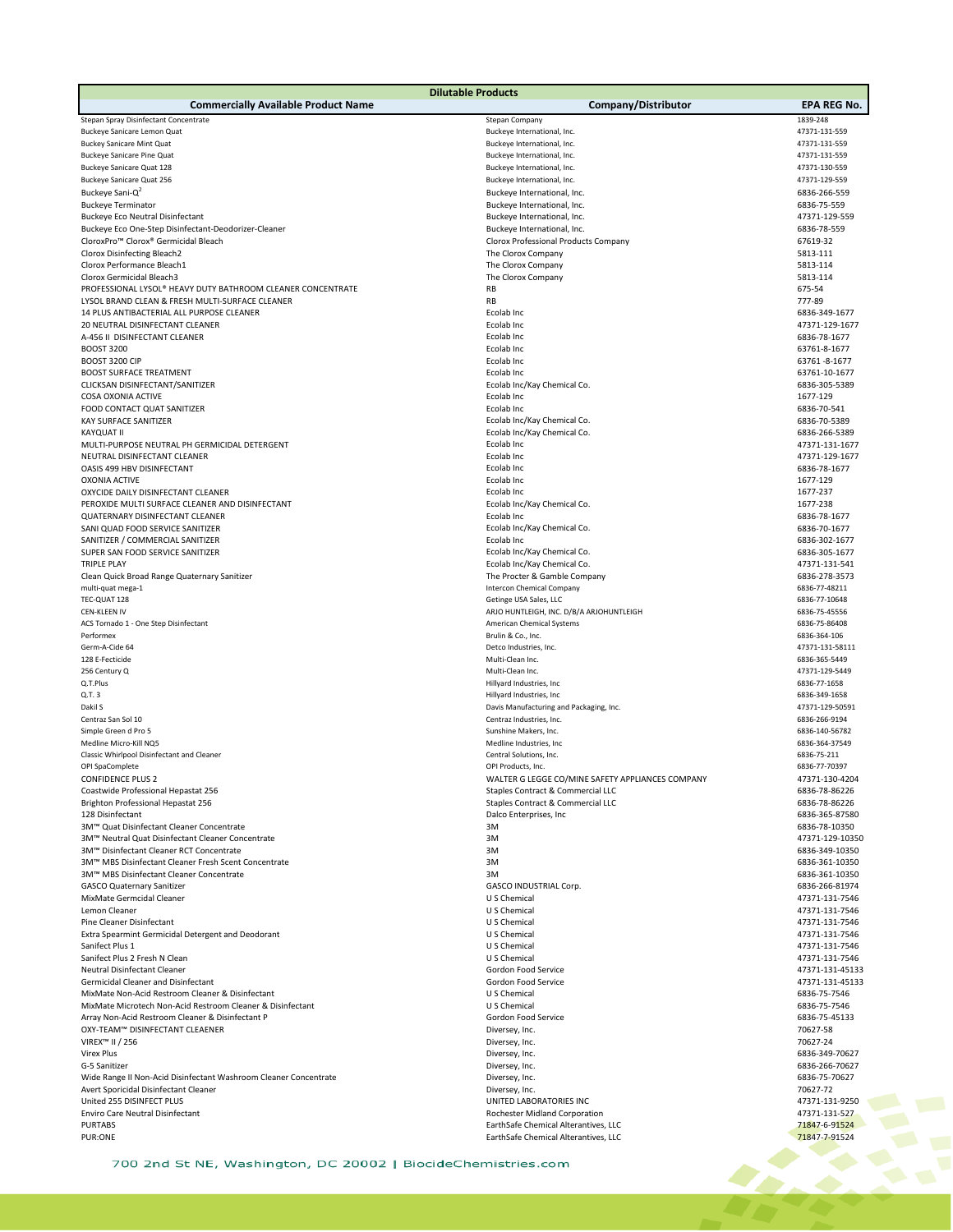| Dilutable Products | | |
|---|---|---|
| **Commercially Available Product Name** | **Company/Distributor** | **EPA REG No.** |
| Stepan Spray Disinfectant Concentrate | Stepan Company | 1839-248 |
| Buckeye Sanicare Lemon Quat | Buckeye International, Inc. | 47371-131-559 |
| Buckey Sanicare Mint Quat | Buckeye International, Inc. | 47371-131-559 |
| Buckeye Sanicare Pine Quat | Buckeye International, Inc. | 47371-131-559 |
| Buckeye Sanicare Quat 128 | Buckeye International, Inc. | 47371-130-559 |
| Buckeye Sanicare Quat 256 | Buckeye International, Inc. | 47371-129-559 |
| Buckeye Sani-Q$^2$ | Buckeye International, Inc. | 6836-266-559 |
| Buckeye Terminator | Buckeye International, Inc. | 6836-75-559 |
| Buckeye Eco Neutral Disinfectant | Buckeye International, Inc. | 47371-129-559 |
| Buckeye Eco One-Step Disinfectant-Deodorizer-Cleaner | Buckeye International, Inc. | 6836-78-559 |
| CloroxPro™ Clorox® Germicidal Bleach | Clorox Professional Products Company | 67619-32 |
| Clorox Disinfecting Bleach2 | The Clorox Company | 5813-111 |
| Clorox Performance Bleach1 | The Clorox Company | 5813-114 |
| Clorox Germicidal Bleach3 | The Clorox Company | 5813-114 |
| PROFESSIONAL LYSOL® HEAVY DUTY BATHROOM CLEANER CONCENTRATE | RB | 675-54 |
| LYSOL BRAND CLEAN & FRESH MULTI-SURFACE CLEANER | RB | 777-89 |
| 14 PLUS ANTIBACTERIAL ALL PURPOSE CLEANER | Ecolab Inc | 6836-349-1677 |
| 20 NEUTRAL DISINFECTANT CLEANER | Ecolab Inc | 47371-129-1677 |
| A-456 II DISINFECTANT CLEANER | Ecolab Inc | 6836-78-1677 |
| BOOST 3200 | Ecolab Inc | 63761-8-1677 |
| BOOST 3200 CIP | Ecolab Inc | 63761 -8-1677 |
| BOOST SURFACE TREATMENT | Ecolab Inc | 63761-10-1677 |
| CLICKSAN DISINFECTANT/SANITIZER | Ecolab Inc/Kay Chemical Co. | 6836-305-5389 |
| COSA OXONIA ACTIVE | Ecolab Inc | 1677-129 |
| FOOD CONTACT QUAT SANITIZER | Ecolab Inc | 6836-70-541 |
| KAY SURFACE SANITIZER | Ecolab Inc/Kay Chemical Co. | 6836-70-5389 |
| KAYQUAT II | Ecolab Inc/Kay Chemical Co. | 6836-266-5389 |
| MULTI-PURPOSE NEUTRAL PH GERMICIDAL DETERGENT | Ecolab Inc | 47371-131-1677 |
| NEUTRAL DISINFECTANT CLEANER | Ecolab Inc | 47371-129-1677 |
| OASIS 499 HBV DISINFECTANT | Ecolab Inc | 6836-78-1677 |
| OXONIA ACTIVE | Ecolab Inc | 1677-129 |
| OXYCIDE DAILY DISINFECTANT CLEANER | Ecolab Inc | 1677-237 |
| PEROXIDE MULTI SURFACE CLEANER AND DISINFECTANT | Ecolab Inc/Kay Chemical Co. | 1677-238 |
| QUATERNARY DISINFECTANT CLEANER | Ecolab Inc | 6836-78-1677 |
| SANI QUAD FOOD SERVICE SANITIZER | Ecolab Inc/Kay Chemical Co. | 6836-70-1677 |
| SANITIZER / COMMERCIAL SANITIZER | Ecolab Inc | 6836-302-1677 |
| SUPER SAN FOOD SERVICE SANITIZER | Ecolab Inc/Kay Chemical Co. | 6836-305-1677 |
| TRIPLE PLAY | Ecolab Inc/Kay Chemical Co. | 47371-131-541 |
| Clean Quick Broad Range Quaternary Sanitizer | The Procter & Gamble Company | 6836-278-3573 |
| multi-quat mega-1 | Intercon Chemical Company | 6836-77-48211 |
| TEC-QUAT 128 | Getinge USA Sales, LLC | 6836-77-10648 |
| CEN-KLEEN IV | ARJO HUNTLEIGH, INC. D/B/A ARJOHUNTLEIGH | 6836-75-45556 |
| ACS Tornado 1 - One Step Disinfectant | American Chemical Systems | 6836-75-86408 |
| Performex | Brulin & Co., Inc. | 6836-364-106 |
| Germ-A-Cide 64 | Detco Industries, Inc. | 47371-131-58111 |
| 128 E-Fecticide | Multi-Clean Inc. | 6836-365-5449 |
| 256 Century Q | Multi-Clean Inc. | 47371-129-5449 |
| Q.T.Plus | Hillyard Industries, Inc | 6836-77-1658 |
| Q.T. 3 | Hillyard Industries, Inc | 6836-349-1658 |
| Dakil S | Davis Manufacturing and Packaging, Inc. | 47371-129-50591 |
| Centraz San Sol 10 | Centraz Industries, Inc. | 6836-266-9194 |
| Simple Green d Pro 5 | Sunshine Makers, Inc. | 6836-140-56782 |
| Medline Micro-Kill NQ5 | Medline Industries, Inc | 6836-364-37549 |
| Classic Whirlpool Disinfectant and Cleaner | Central Solutions, Inc. | 6836-75-211 |
| OPI SpaComplete | OPI Products, Inc. | 6836-77-70397 |
| CONFIDENCE PLUS 2 | WALTER G LEGGE CO/MINE SAFETY APPLIANCES COMPANY | 47371-130-4204 |
| Coastwide Professional Hepastat 256 | Staples Contract & Commercial LLC | 6836-78-86226 |
| Brighton Professional Hepastat 256 | Staples Contract & Commercial LLC | 6836-78-86226 |
| 128 Disinfectant | Dalco Enterprises, Inc | 6836-365-87580 |
| 3M™ Quat Disinfectant Cleaner Concentrate | 3M | 6836-78-10350 |
| 3M™ Neutral Quat Disinfectant Cleaner Concentrate | 3M | 47371-129-10350 |
| 3M™ Disinfectant Cleaner RCT Concentrate | 3M | 6836-349-10350 |
| 3M™ MBS Disinfectant Cleaner Fresh Scent Concentrate | 3M | 6836-361-10350 |
| 3M™ MBS Disinfectant Cleaner Concentrate | 3M | 6836-361-10350 |
| GASCO Quaternary Sanitizer | GASCO INDUSTRIAL Corp. | 6836-266-81974 |
| MixMate Germcidal Cleaner | U S Chemical | 47371-131-7546 |
| Lemon Cleaner | U S Chemical | 47371-131-7546 |
| Pine Cleaner Disinfectant | U S Chemical | 47371-131-7546 |
| Extra Spearmint Germicidal Detergent and Deodorant | U S Chemical | 47371-131-7546 |
| Sanifect Plus 1 | U S Chemical | 47371-131-7546 |
| Sanifect Plus 2 Fresh N Clean | U S Chemical | 47371-131-7546 |
| Neutral Disinfectant Cleaner | Gordon Food Service | 47371-131-45133 |
| Germicidal Cleaner and Disinfectant | Gordon Food Service | 47371-131-45133 |
| MixMate Non-Acid Restroom Cleaner & Disinfectant | U S Chemical | 6836-75-7546 |
| MixMate Microtech Non-Acid Restroom Cleaner & Disinfectant | U S Chemical | 6836-75-7546 |
| Array Non-Acid Restroom Cleaner & Disinfectant P | Gordon Food Service | 6836-75-45133 |
| OXY-TEAM™ DISINFECTANT CLEAENER | Diversey, Inc. | 70627-58 |
| VIREX™ II / 256 | Diversey, Inc. | 70627-24 |
| Virex Plus | Diversey, Inc. | 6836-349-70627 |
| G-5 Sanitizer | Diversey, Inc. | 6836-266-70627 |
| Wide Range II Non-Acid Disinfectant Washroom Cleaner Concentrate | Diversey, Inc. | 6836-75-70627 |
| Avert Sporicidal Disinfectant Cleaner | Diversey, Inc. | 70627-72 |
| United 255 DISINFECT PLUS | UNITED LABORATORIES INC | 47371-131-9250 |
| Enviro Care Neutral Disinfectant | Rochester Midland Corporation | 47371-131-527 |
| PURTABS | EarthSafe Chemical Alterantives, LLC | 71847-6-91524 |
| PUR:ONE | EarthSafe Chemical Alterantives, LLC | 71847-7-91524 |

700 2nd St NE, Washington, DC 20002 | BiocideChemistries.com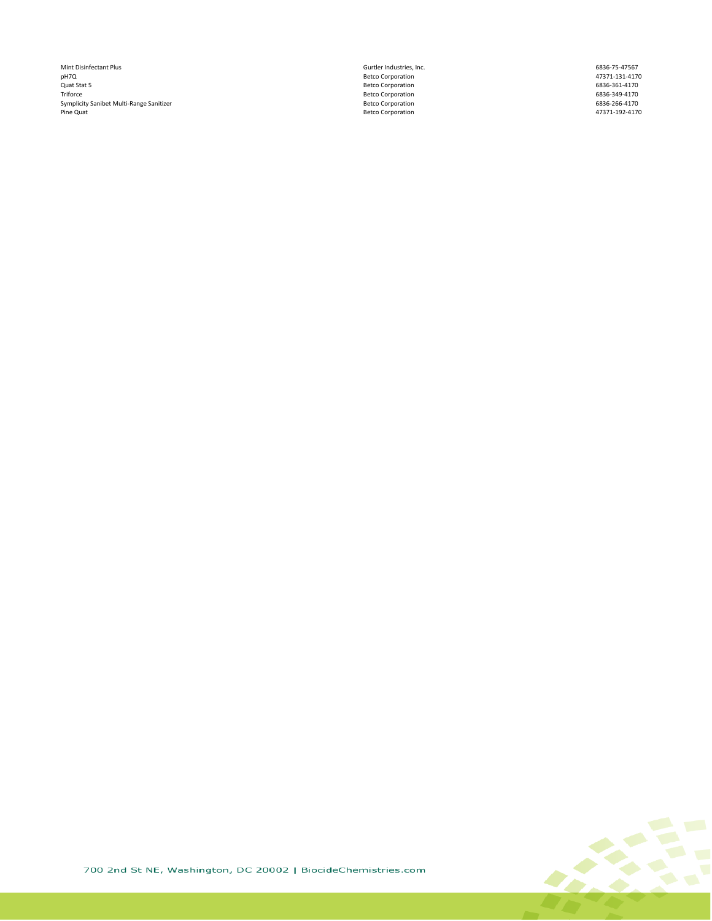| | | |
|---|---|---|
| Mint Disinfectant Plus | Gurtler Industries, Inc. | 6836-75-47567 |
| pH7Q | Betco Corporation | 47371-131-4170 |
| Quat Stat 5 | Betco Corporation | 6836-361-4170 |
| Triforce | Betco Corporation | 6836-349-4170 |
| Symplicity Sanibet Multi-Range Sanitizer | Betco Corporation | 6836-266-4170 |
| Pine Quat | Betco Corporation | 47371-192-4170 |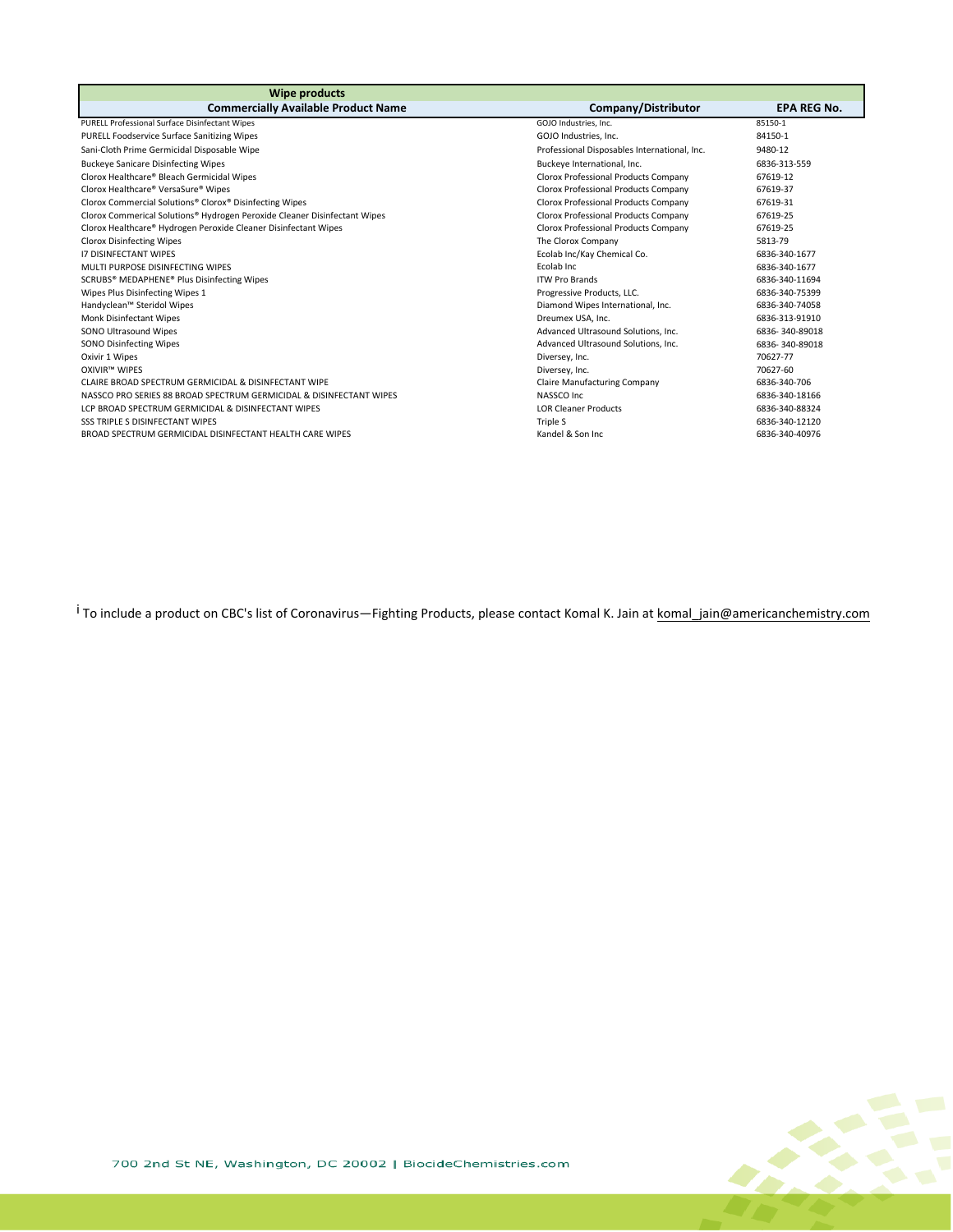| Wipe products | | |
|---|---|---|
| **Commercially Available Product Name** | **Company/Distributor** | **EPA REG No.** |
| PURELL Professional Surface Disinfectant Wipes | GOJO Industries, Inc. | 85150-1 |
| PURELL Foodservice Surface Sanitizing Wipes | GOJO Industries, Inc. | 84150-1 |
| Sani-Cloth Prime Germicidal Disposable Wipe | Professional Disposables International, Inc. | 9480-12 |
| Buckeye Sanicare Disinfecting Wipes | Buckeye International, Inc. | 6836-313-559 |
| Clorox Healthcare® Bleach Germicidal Wipes | Clorox Professional Products Company | 67619-12 |
| Clorox Healthcare® VersaSure® Wipes | Clorox Professional Products Company | 67619-37 |
| Clorox Commercial Solutions® Clorox® Disinfecting Wipes | Clorox Professional Products Company | 67619-31 |
| Clorox Commerical Solutions® Hydrogen Peroxide Cleaner Disinfectant Wipes | Clorox Professional Products Company | 67619-25 |
| Clorox Healthcare® Hydrogen Peroxide Cleaner Disinfectant Wipes | Clorox Professional Products Company | 67619-25 |
| Clorox Disinfecting Wipes | The Clorox Company | 5813-79 |
| I7 DISINFECTANT WIPES | Ecolab Inc/Kay Chemical Co. | 6836-340-1677 |
| MULTI PURPOSE DISINFECTING WIPES | Ecolab Inc | 6836-340-1677 |
| SCRUBS® MEDAPHENE® Plus Disinfecting Wipes | ITW Pro Brands | 6836-340-11694 |
| Wipes Plus Disinfecting Wipes 1 | Progressive Products, LLC. | 6836-340-75399 |
| Handyclean™ Steridol Wipes | Diamond Wipes International, Inc. | 6836-340-74058 |
| Monk Disinfectant Wipes | Dreumex USA, Inc. | 6836-313-91910 |
| SONO Ultrasound Wipes | Advanced Ultrasound Solutions, Inc. | 6836- 340-89018 |
| SONO Disinfecting Wipes | Advanced Ultrasound Solutions, Inc. | 6836- 340-89018 |
| Oxivir 1 Wipes | Diversey, Inc. | 70627-77 |
| OXIVIR™ WIPES | Diversey, Inc. | 70627-60 |
| CLAIRE BROAD SPECTRUM GERMICIDAL & DISINFECTANT WIPE | Claire Manufacturing Company | 6836-340-706 |
| NASSCO PRO SERIES 88 BROAD SPECTRUM GERMICIDAL & DISINFECTANT WIPES | NASSCO Inc | 6836-340-18166 |
| LCP BROAD SPECTRUM GERMICIDAL & DISINFECTANT WIPES | LOR Cleaner Products | 6836-340-88324 |
| SSS TRIPLE S DISINFECTANT WIPES | Triple S | 6836-340-12120 |
| BROAD SPECTRUM GERMICIDAL DISINFECTANT HEALTH CARE WIPES | Kandel & Son Inc | 6836-340-40976 |

[i] To include a product on CBC's list of Coronavirus—Fighting Products, please contact Komal K. Jain at komal_jain@americanchemistry.com

700 2nd St NE, Washington, DC 20002 | BiocideChemistries.com